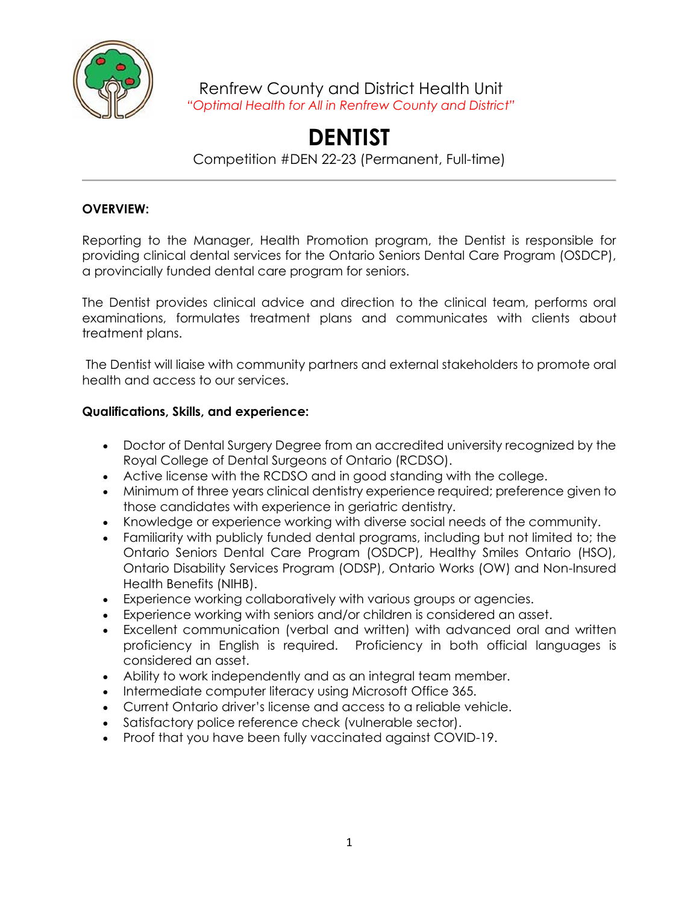Renfrew County and District Health Unit

*"Optimal Health for All in Renfrew County and District"*

# DENTIST

Competition #DEN 22-23 (Permanent, Full-time)

---

**OVERVIEW:**

Reporting to the Manager, Health Promotion program, the Dentist is responsible for providing clinical dental services for the Ontario Seniors Dental Care Program (OSDCP), a provincially funded dental care program for seniors.

The Dentist provides clinical advice and direction to the clinical team, performs oral examinations, formulates treatment plans and communicates with clients about treatment plans.

The Dentist will liaise with community partners and external stakeholders to promote oral health and access to our services.

**Qualifications, Skills, and experience:**

- Doctor of Dental Surgery Degree from an accredited university recognized by the Royal College of Dental Surgeons of Ontario (RCDSO).
- Active license with the RCDSO and in good standing with the college.
- Minimum of three years clinical dentistry experience required; preference given to those candidates with experience in geriatric dentistry.
- Knowledge or experience working with diverse social needs of the community.
- Familiarity with publicly funded dental programs, including but not limited to; the Ontario Seniors Dental Care Program (OSDCP), Healthy Smiles Ontario (HSO), Ontario Disability Services Program (ODSP), Ontario Works (OW) and Non-Insured Health Benefits (NIHB).
- Experience working collaboratively with various groups or agencies.
- Experience working with seniors and/or children is considered an asset.
- Excellent communication (verbal and written) with advanced oral and written proficiency in English is required. Proficiency in both official languages is considered an asset.
- Ability to work independently and as an integral team member.
- Intermediate computer literacy using Microsoft Office 365.
- Current Ontario driver's license and access to a reliable vehicle.
- Satisfactory police reference check (vulnerable sector).
- Proof that you have been fully vaccinated against COVID-19.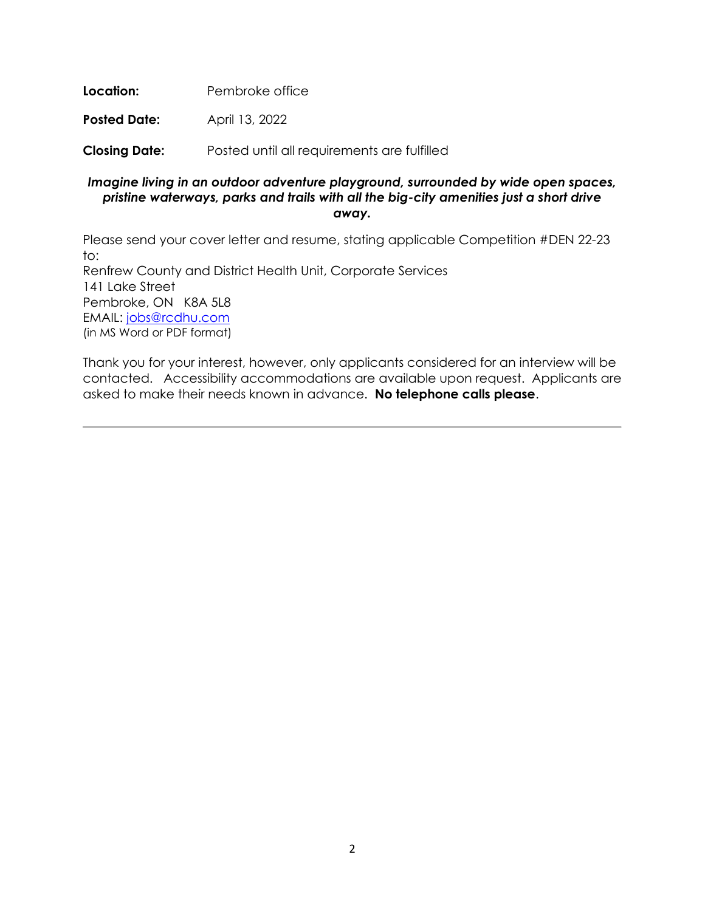**Location:** Pembroke office

**Posted Date:** April 13, 2022

**Closing Date:** Posted until all requirements are fulfilled

***Imagine living in an outdoor adventure playground, surrounded by wide open spaces, pristine waterways, parks and trails with all the big-city amenities just a short drive away.***

Please send your cover letter and resume, stating applicable Competition #DEN 22-23 to:
Renfrew County and District Health Unit, Corporate Services
141 Lake Street
Pembroke, ON K8A 5L8
EMAIL: jobs@rcdhu.com
(in MS Word or PDF format)

Thank you for your interest, however, only applicants considered for an interview will be contacted. Accessibility accommodations are available upon request. Applicants are asked to make their needs known in advance. **No telephone calls please**.

---